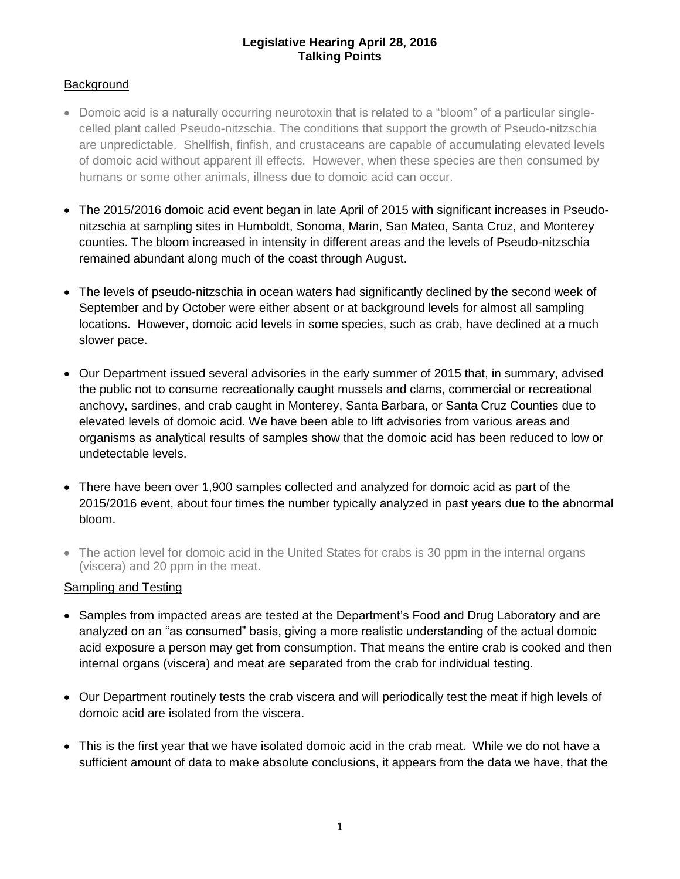**Legislative Hearing April 28, 2016**
**Talking Points**

## Background

- Domoic acid is a naturally occurring neurotoxin that is related to a "bloom" of a particular single-celled plant called Pseudo-nitzschia. The conditions that support the growth of Pseudo-nitzschia are unpredictable. Shellfish, finfish, and crustaceans are capable of accumulating elevated levels of domoic acid without apparent ill effects. However, when these species are then consumed by humans or some other animals, illness due to domoic acid can occur.

- The 2015/2016 domoic acid event began in late April of 2015 with significant increases in Pseudo-nitzschia at sampling sites in Humboldt, Sonoma, Marin, San Mateo, Santa Cruz, and Monterey counties. The bloom increased in intensity in different areas and the levels of Pseudo-nitzschia remained abundant along much of the coast through August.

- The levels of pseudo-nitzschia in ocean waters had significantly declined by the second week of September and by October were either absent or at background levels for almost all sampling locations. However, domoic acid levels in some species, such as crab, have declined at a much slower pace.

- Our Department issued several advisories in the early summer of 2015 that, in summary, advised the public not to consume recreationally caught mussels and clams, commercial or recreational anchovy, sardines, and crab caught in Monterey, Santa Barbara, or Santa Cruz Counties due to elevated levels of domoic acid. We have been able to lift advisories from various areas and organisms as analytical results of samples show that the domoic acid has been reduced to low or undetectable levels.

- There have been over 1,900 samples collected and analyzed for domoic acid as part of the 2015/2016 event, about four times the number typically analyzed in past years due to the abnormal bloom.

- The action level for domoic acid in the United States for crabs is 30 ppm in the internal organs (viscera) and 20 ppm in the meat.

## Sampling and Testing

- Samples from impacted areas are tested at the Department's Food and Drug Laboratory and are analyzed on an "as consumed" basis, giving a more realistic understanding of the actual domoic acid exposure a person may get from consumption. That means the entire crab is cooked and then internal organs (viscera) and meat are separated from the crab for individual testing.

- Our Department routinely tests the crab viscera and will periodically test the meat if high levels of domoic acid are isolated from the viscera.

- This is the first year that we have isolated domoic acid in the crab meat. While we do not have a sufficient amount of data to make absolute conclusions, it appears from the data we have, that the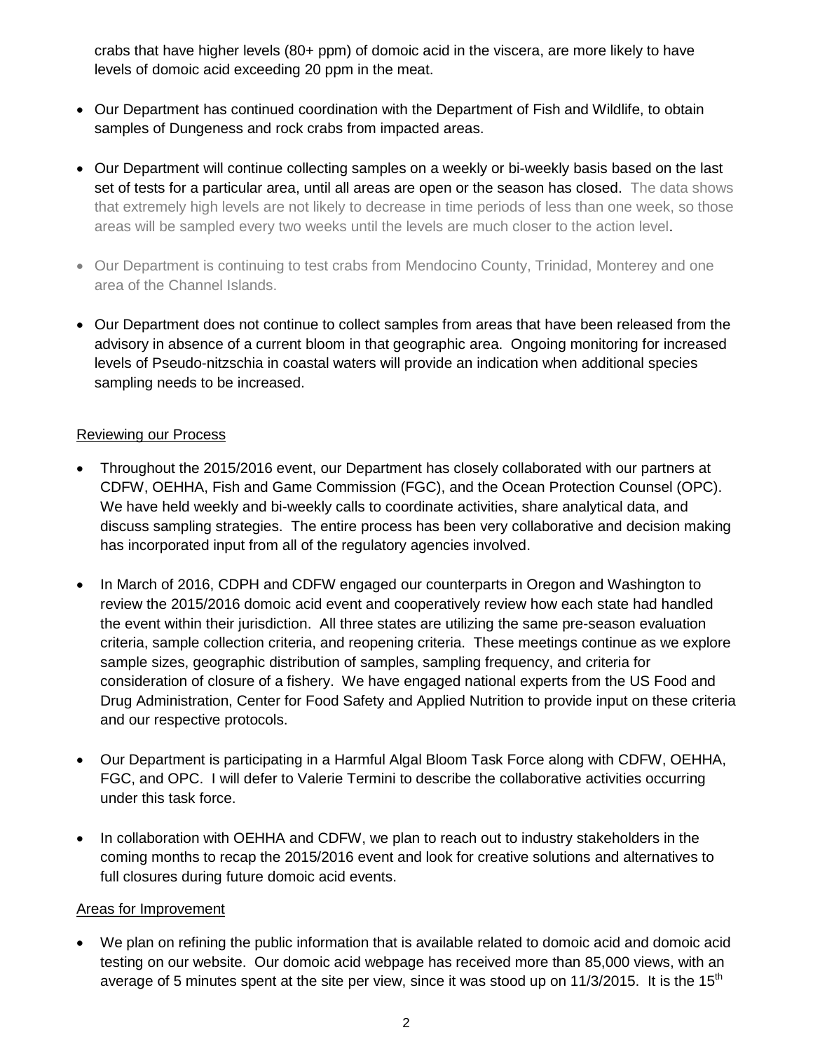crabs that have higher levels (80+ ppm) of domoic acid in the viscera, are more likely to have levels of domoic acid exceeding 20 ppm in the meat.

- Our Department has continued coordination with the Department of Fish and Wildlife, to obtain samples of Dungeness and rock crabs from impacted areas.

- Our Department will continue collecting samples on a weekly or bi-weekly basis based on the last set of tests for a particular area, until all areas are open or the season has closed. The data shows that extremely high levels are not likely to decrease in time periods of less than one week, so those areas will be sampled every two weeks until the levels are much closer to the action level.

- Our Department is continuing to test crabs from Mendocino County, Trinidad, Monterey and one area of the Channel Islands.

- Our Department does not continue to collect samples from areas that have been released from the advisory in absence of a current bloom in that geographic area. Ongoing monitoring for increased levels of Pseudo-nitzschia in coastal waters will provide an indication when additional species sampling needs to be increased.

Reviewing our Process

- Throughout the 2015/2016 event, our Department has closely collaborated with our partners at CDFW, OEHHA, Fish and Game Commission (FGC), and the Ocean Protection Counsel (OPC). We have held weekly and bi-weekly calls to coordinate activities, share analytical data, and discuss sampling strategies. The entire process has been very collaborative and decision making has incorporated input from all of the regulatory agencies involved.

- In March of 2016, CDPH and CDFW engaged our counterparts in Oregon and Washington to review the 2015/2016 domoic acid event and cooperatively review how each state had handled the event within their jurisdiction. All three states are utilizing the same pre-season evaluation criteria, sample collection criteria, and reopening criteria. These meetings continue as we explore sample sizes, geographic distribution of samples, sampling frequency, and criteria for consideration of closure of a fishery. We have engaged national experts from the US Food and Drug Administration, Center for Food Safety and Applied Nutrition to provide input on these criteria and our respective protocols.

- Our Department is participating in a Harmful Algal Bloom Task Force along with CDFW, OEHHA, FGC, and OPC. I will defer to Valerie Termini to describe the collaborative activities occurring under this task force.

- In collaboration with OEHHA and CDFW, we plan to reach out to industry stakeholders in the coming months to recap the 2015/2016 event and look for creative solutions and alternatives to full closures during future domoic acid events.

Areas for Improvement

- We plan on refining the public information that is available related to domoic acid and domoic acid testing on our website. Our domoic acid webpage has received more than 85,000 views, with an average of 5 minutes spent at the site per view, since it was stood up on 11/3/2015. It is the 15th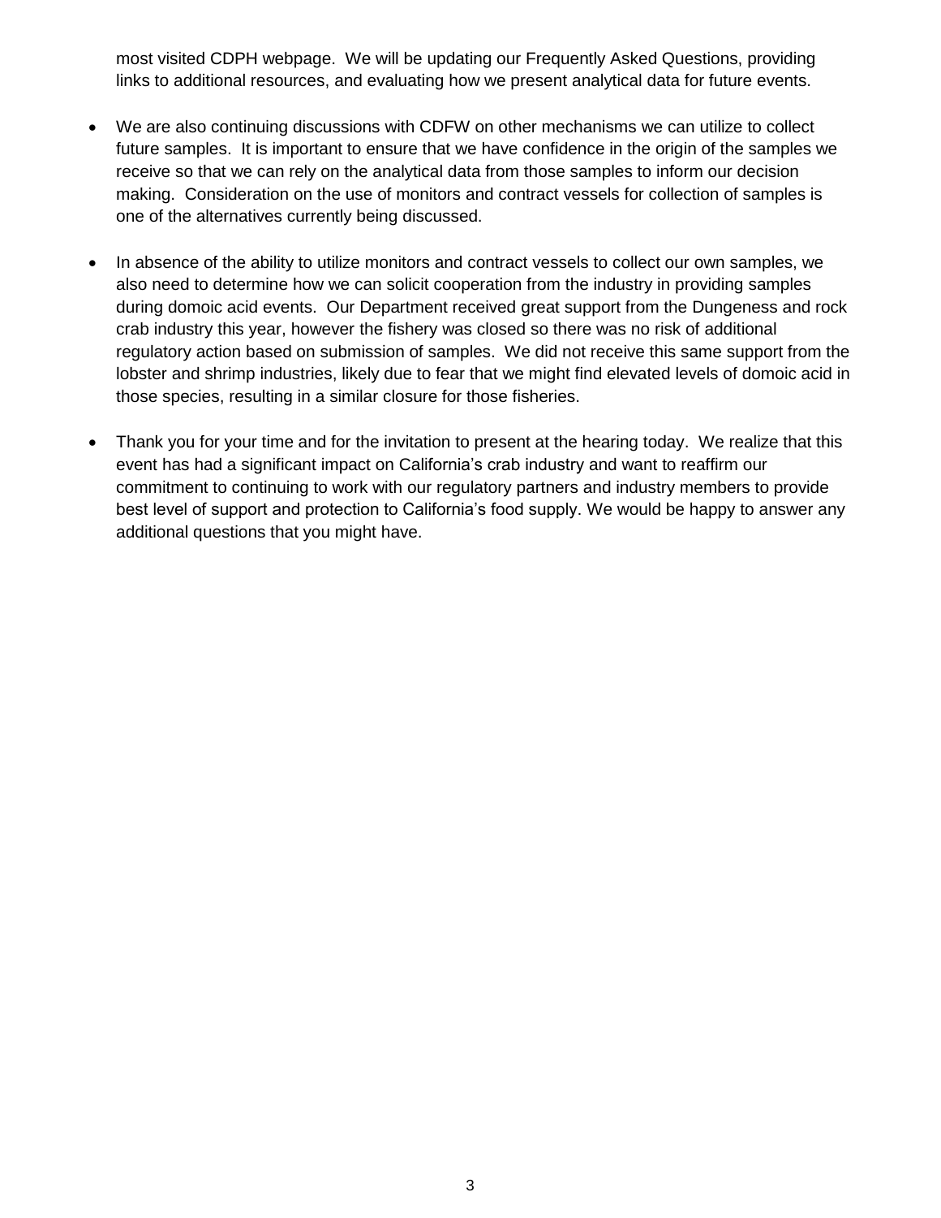most visited CDPH webpage. We will be updating our Frequently Asked Questions, providing links to additional resources, and evaluating how we present analytical data for future events.

- We are also continuing discussions with CDFW on other mechanisms we can utilize to collect future samples. It is important to ensure that we have confidence in the origin of the samples we receive so that we can rely on the analytical data from those samples to inform our decision making. Consideration on the use of monitors and contract vessels for collection of samples is one of the alternatives currently being discussed.

- In absence of the ability to utilize monitors and contract vessels to collect our own samples, we also need to determine how we can solicit cooperation from the industry in providing samples during domoic acid events. Our Department received great support from the Dungeness and rock crab industry this year, however the fishery was closed so there was no risk of additional regulatory action based on submission of samples. We did not receive this same support from the lobster and shrimp industries, likely due to fear that we might find elevated levels of domoic acid in those species, resulting in a similar closure for those fisheries.

- Thank you for your time and for the invitation to present at the hearing today. We realize that this event has had a significant impact on California's crab industry and want to reaffirm our commitment to continuing to work with our regulatory partners and industry members to provide best level of support and protection to California's food supply. We would be happy to answer any additional questions that you might have.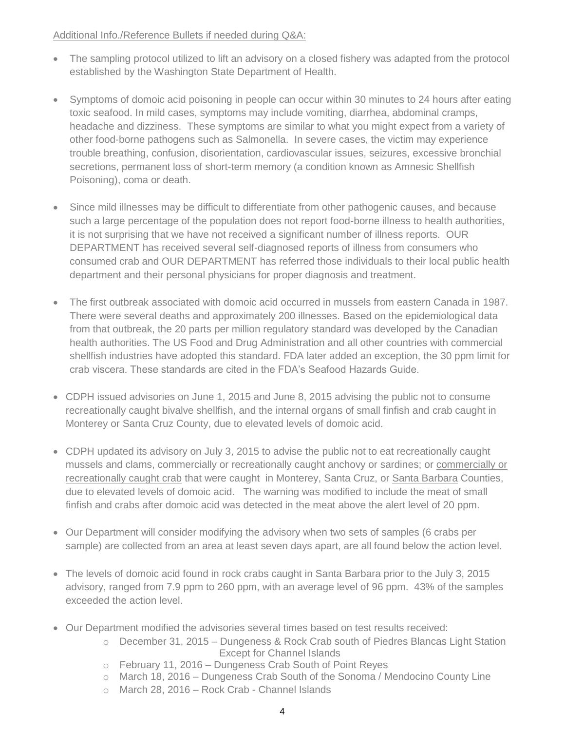Additional Info./Reference Bullets if needed during Q&A:

- The sampling protocol utilized to lift an advisory on a closed fishery was adapted from the protocol established by the Washington State Department of Health.

- Symptoms of domoic acid poisoning in people can occur within 30 minutes to 24 hours after eating toxic seafood. In mild cases, symptoms may include vomiting, diarrhea, abdominal cramps, headache and dizziness. These symptoms are similar to what you might expect from a variety of other food-borne pathogens such as Salmonella. In severe cases, the victim may experience trouble breathing, confusion, disorientation, cardiovascular issues, seizures, excessive bronchial secretions, permanent loss of short-term memory (a condition known as Amnesic Shellfish Poisoning), coma or death.

- Since mild illnesses may be difficult to differentiate from other pathogenic causes, and because such a large percentage of the population does not report food-borne illness to health authorities, it is not surprising that we have not received a significant number of illness reports. OUR DEPARTMENT has received several self-diagnosed reports of illness from consumers who consumed crab and OUR DEPARTMENT has referred those individuals to their local public health department and their personal physicians for proper diagnosis and treatment.

- The first outbreak associated with domoic acid occurred in mussels from eastern Canada in 1987. There were several deaths and approximately 200 illnesses. Based on the epidemiological data from that outbreak, the 20 parts per million regulatory standard was developed by the Canadian health authorities. The US Food and Drug Administration and all other countries with commercial shellfish industries have adopted this standard. FDA later added an exception, the 30 ppm limit for crab viscera. These standards are cited in the FDA's Seafood Hazards Guide.

- CDPH issued advisories on June 1, 2015 and June 8, 2015 advising the public not to consume recreationally caught bivalve shellfish, and the internal organs of small finfish and crab caught in Monterey or Santa Cruz County, due to elevated levels of domoic acid.

- CDPH updated its advisory on July 3, 2015 to advise the public not to eat recreationally caught mussels and clams, commercially or recreationally caught anchovy or sardines; or commercially or recreationally caught crab that were caught in Monterey, Santa Cruz, or Santa Barbara Counties, due to elevated levels of domoic acid. The warning was modified to include the meat of small finfish and crabs after domoic acid was detected in the meat above the alert level of 20 ppm.

- Our Department will consider modifying the advisory when two sets of samples (6 crabs per sample) are collected from an area at least seven days apart, are all found below the action level.

- The levels of domoic acid found in rock crabs caught in Santa Barbara prior to the July 3, 2015 advisory, ranged from 7.9 ppm to 260 ppm, with an average level of 96 ppm. 43% of the samples exceeded the action level.

- Our Department modified the advisories several times based on test results received:
  - December 31, 2015 – Dungeness & Rock Crab south of Piedres Blancas Light Station Except for Channel Islands
  - February 11, 2016 – Dungeness Crab South of Point Reyes
  - March 18, 2016 – Dungeness Crab South of the Sonoma / Mendocino County Line
  - March 28, 2016 – Rock Crab - Channel Islands